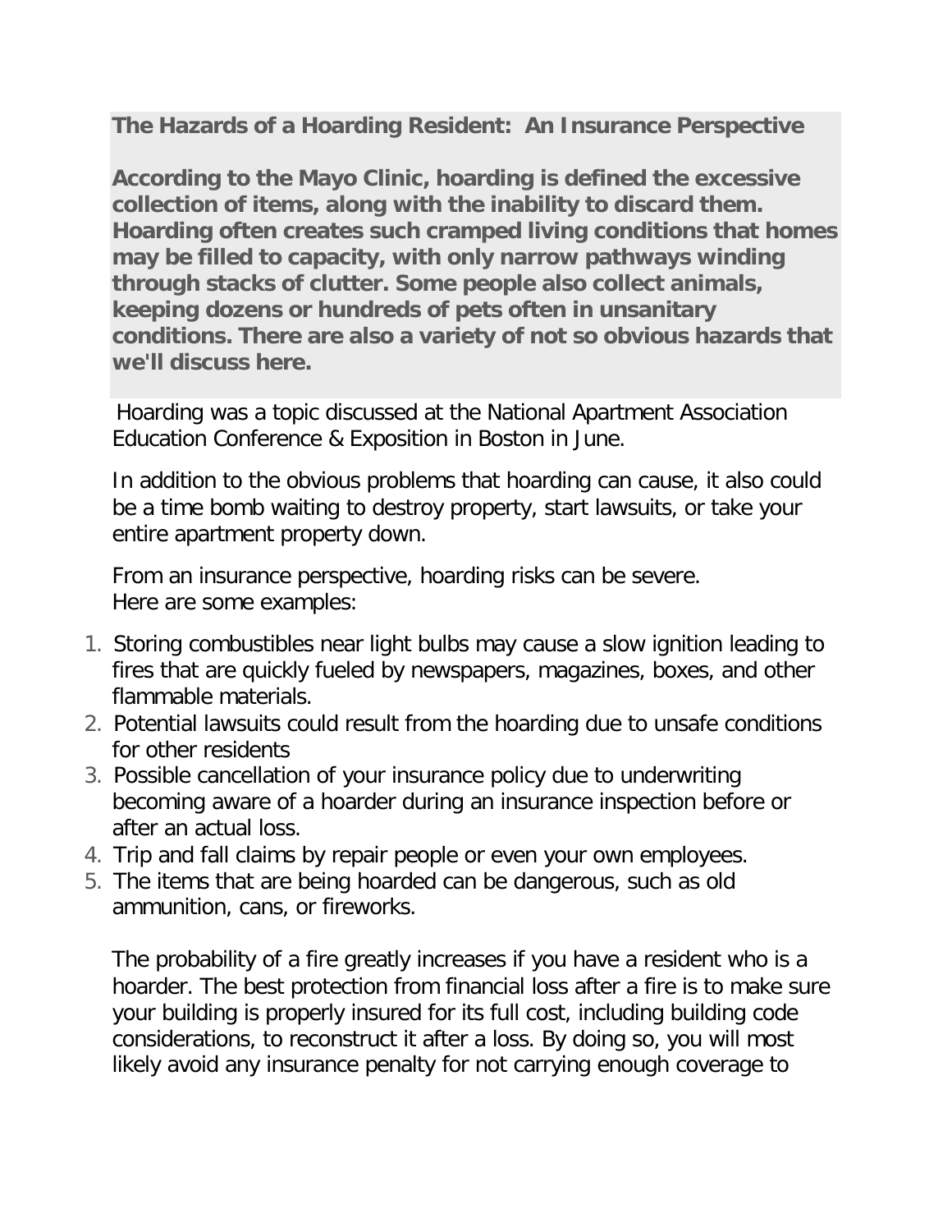**The Hazards of a Hoarding Resident: An Insurance Perspective**

**According to the Mayo Clinic, hoarding is defined the excessive collection of items, along with the inability to discard them. Hoarding often creates such cramped living conditions that homes may be filled to capacity, with only narrow pathways winding through stacks of clutter. Some people also collect animals, keeping dozens or hundreds of pets often in unsanitary conditions. There are also a variety of not so obvious hazards that we'll discuss here.**

Hoarding was a topic discussed at the National Apartment Association Education Conference & Exposition in Boston in June.

In addition to the obvious problems that hoarding can cause, it also could be a time bomb waiting to destroy property, start lawsuits, or take your entire apartment property down.

From an insurance perspective, hoarding risks can be severe. Here are some examples:

1. Storing combustibles near light bulbs may cause a slow ignition leading to fires that are quickly fueled by newspapers, magazines, boxes, and other flammable materials.
2. Potential lawsuits could result from the hoarding due to unsafe conditions for other residents
3. Possible cancellation of your insurance policy due to underwriting becoming aware of a hoarder during an insurance inspection before or after an actual loss.
4. Trip and fall claims by repair people or even your own employees.
5. The items that are being hoarded can be dangerous, such as old ammunition, cans, or fireworks.

The probability of a fire greatly increases if you have a resident who is a hoarder. The best protection from financial loss after a fire is to make sure your building is properly insured for its full cost, including building code considerations, to reconstruct it after a loss. By doing so, you will most likely avoid any insurance penalty for not carrying enough coverage to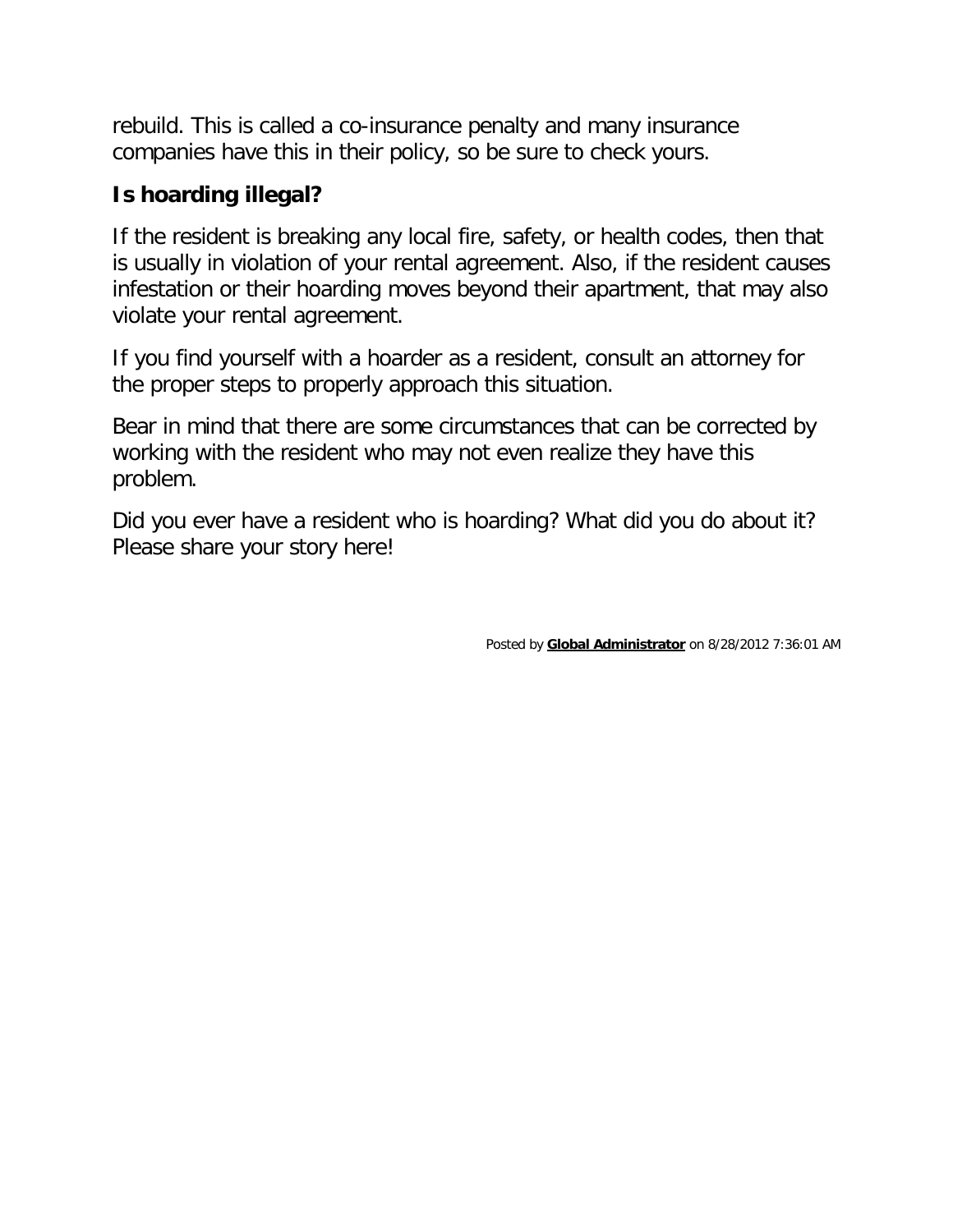rebuild. This is called a co-insurance penalty and many insurance companies have this in their policy, so be sure to check yours.

## Is hoarding illegal?

If the resident is breaking any local fire, safety, or health codes, then that is usually in violation of your rental agreement. Also, if the resident causes infestation or their hoarding moves beyond their apartment, that may also violate your rental agreement.

If you find yourself with a hoarder as a resident, consult an attorney for the proper steps to properly approach this situation.

Bear in mind that there are some circumstances that can be corrected by working with the resident who may not even realize they have this problem.

Did you ever have a resident who is hoarding? What did you do about it? Please share your story here!

Posted by **Global Administrator** on 8/28/2012 7:36:01 AM